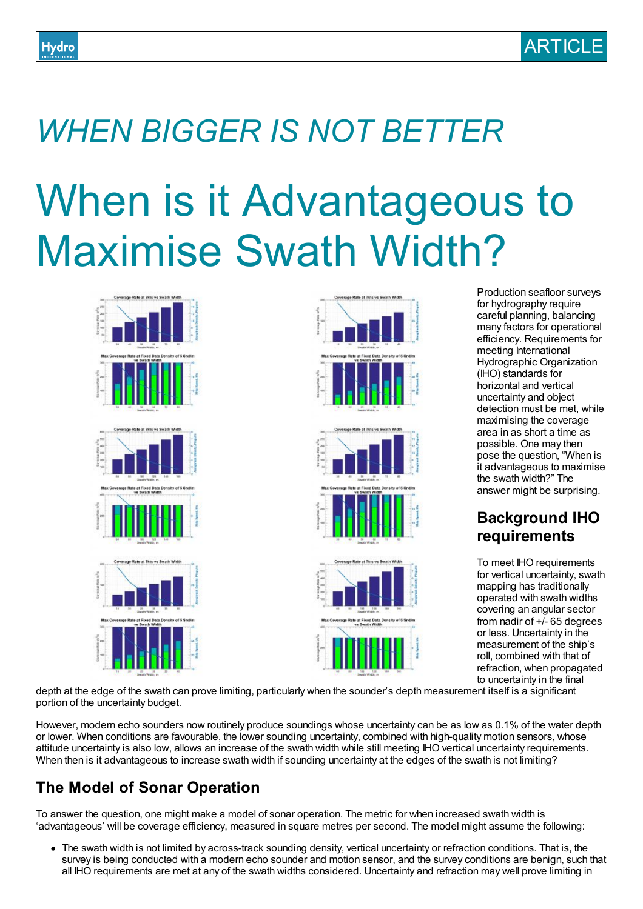# WHEN BIGGER IS NOT BETTER

# When is it Advantageous to Maximise Swath Width?

Production seafloor surveys for hydrography require careful planning, balancing many factors for operational efficiency. Requirements for meeting International Hydrographic Organization (IHO) standards for horizontal and vertical uncertainty and object detection must be met, while maximising the coverage area in as short a time as possible. One may then pose the question, "When is it advantageous to maximise the swath width?" The answer might be surprising.

## Background IHO requirements

To meet IHO requirements for vertical uncertainty, swath mapping has traditionally operated with swath widths covering an angular sector from nadir of +/- 65 degrees or less. Uncertainty in the measurement of the ship's roll, combined with that of refraction, when propagated to uncertainty in the final depth at the edge of the swath can prove limiting, particularly when the sounder's depth measurement itself is a significant portion of the uncertainty budget.

However, modern echo sounders now routinely produce soundings whose uncertainty can be as low as 0.1% of the water depth or lower. When conditions are favourable, the lower sounding uncertainty, combined with high-quality motion sensors, whose attitude uncertainty is also low, allows an increase of the swath width while still meeting IHO vertical uncertainty requirements. When then is it advantageous to increase swath width if sounding uncertainty at the edges of the swath is not limiting?

## The Model of Sonar Operation

To answer the question, one might make a model of sonar operation. The metric for when increased swath width is 'advantageous' will be coverage efficiency, measured in square metres per second. The model might assume the following:

- The swath width is not limited by across-track sounding density, vertical uncertainty or refraction conditions. That is, the survey is being conducted with a modern echo sounder and motion sensor, and the survey conditions are benign, such that all IHO requirements are met at any of the swath widths considered. Uncertainty and refraction may well prove limiting in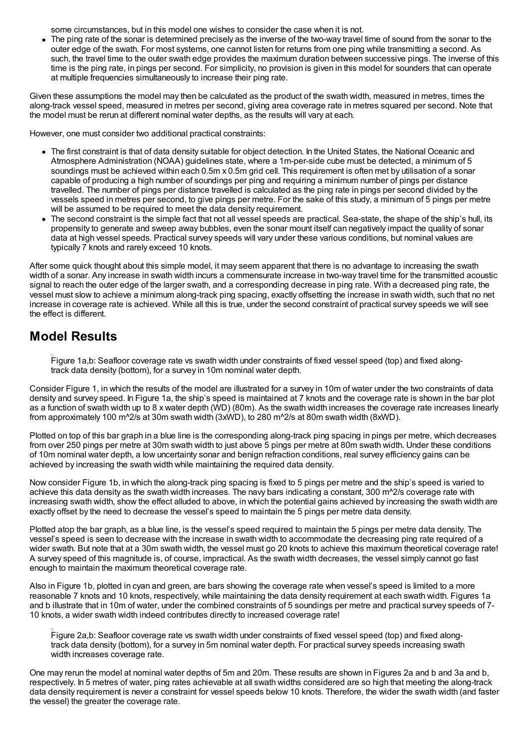some circumstances, but in this model one wishes to consider the case when it is not.

- The ping rate of the sonar is determined precisely as the inverse of the two-way travel time of sound from the sonar to the outer edge of the swath. For most systems, one cannot listen for returns from one ping while transmitting a second. As such, the travel time to the outer swath edge provides the maximum duration between successive pings. The inverse of this time is the ping rate, in pings per second. For simplicity, no provision is given in this model for sounders that can operate at multiple frequencies simultaneously to increase their ping rate.

Given these assumptions the model may then be calculated as the product of the swath width, measured in metres, times the along-track vessel speed, measured in metres per second, giving area coverage rate in metres squared per second. Note that the model must be rerun at different nominal water depths, as the results will vary at each.

However, one must consider two additional practical constraints:

- The first constraint is that of data density suitable for object detection. In the United States, the National Oceanic and Atmosphere Administration (NOAA) guidelines state, where a 1m-per-side cube must be detected, a minimum of 5 soundings must be achieved within each 0.5m x 0.5m grid cell. This requirement is often met by utilisation of a sonar capable of producing a high number of soundings per ping and requiring a minimum number of pings per distance travelled. The number of pings per distance travelled is calculated as the ping rate in pings per second divided by the vessels speed in metres per second, to give pings per metre. For the sake of this study, a minimum of 5 pings per metre will be assumed to be required to meet the data density requirement.
- The second constraint is the simple fact that not all vessel speeds are practical. Sea-state, the shape of the ship's hull, its propensity to generate and sweep away bubbles, even the sonar mount itself can negatively impact the quality of sonar data at high vessel speeds. Practical survey speeds will vary under these various conditions, but nominal values are typically 7 knots and rarely exceed 10 knots.

After some quick thought about this simple model, it may seem apparent that there is no advantage to increasing the swath width of a sonar. Any increase in swath width incurs a commensurate increase in two-way travel time for the transmitted acoustic signal to reach the outer edge of the larger swath, and a corresponding decrease in ping rate. With a decreased ping rate, the vessel must slow to achieve a minimum along-track ping spacing, exactly offsetting the increase in swath width, such that no net increase in coverage rate is achieved. While all this is true, under the second constraint of practical survey speeds we will see the effect is different.

## Model Results

Figure 1a,b: Seafloor coverage rate vs swath width under constraints of fixed vessel speed (top) and fixed along-track data density (bottom), for a survey in 10m nominal water depth.

Consider Figure 1, in which the results of the model are illustrated for a survey in 10m of water under the two constraints of data density and survey speed. In Figure 1a, the ship's speed is maintained at 7 knots and the coverage rate is shown in the bar plot as a function of swath width up to 8 x water depth (WD) (80m). As the swath width increases the coverage rate increases linearly from approximately 100 m^2/s at 30m swath width (3xWD), to 280 m^2/s at 80m swath width (8xWD).

Plotted on top of this bar graph in a blue line is the corresponding along-track ping spacing in pings per metre, which decreases from over 250 pings per metre at 30m swath width to just above 5 pings per metre at 80m swath width. Under these conditions of 10m nominal water depth, a low uncertainty sonar and benign refraction conditions, real survey efficiency gains can be achieved by increasing the swath width while maintaining the required data density.

Now consider Figure 1b, in which the along-track ping spacing is fixed to 5 pings per metre and the ship's speed is varied to achieve this data density as the swath width increases. The navy bars indicating a constant, 300 m^2/s coverage rate with increasing swath width, show the effect alluded to above, in which the potential gains achieved by increasing the swath width are exactly offset by the need to decrease the vessel's speed to maintain the 5 pings per metre data density.

Plotted atop the bar graph, as a blue line, is the vessel's speed required to maintain the 5 pings per metre data density. The vessel's speed is seen to decrease with the increase in swath width to accommodate the decreasing ping rate required of a wider swath. But note that at a 30m swath width, the vessel must go 20 knots to achieve this maximum theoretical coverage rate! A survey speed of this magnitude is, of course, impractical. As the swath width decreases, the vessel simply cannot go fast enough to maintain the maximum theoretical coverage rate.

Also in Figure 1b, plotted in cyan and green, are bars showing the coverage rate when vessel's speed is limited to a more reasonable 7 knots and 10 knots, respectively, while maintaining the data density requirement at each swath width. Figures 1a and b illustrate that in 10m of water, under the combined constraints of 5 soundings per metre and practical survey speeds of 7-10 knots, a wider swath width indeed contributes directly to increased coverage rate!

Figure 2a,b: Seafloor coverage rate vs swath width under constraints of fixed vessel speed (top) and fixed along-track data density (bottom), for a survey in 5m nominal water depth. For practical survey speeds increasing swath width increases coverage rate.

One may rerun the model at nominal water depths of 5m and 20m. These results are shown in Figures 2a and b and 3a and b, respectively. In 5 metres of water, ping rates achievable at all swath widths considered are so high that meeting the along-track data density requirement is never a constraint for vessel speeds below 10 knots. Therefore, the wider the swath width (and faster the vessel) the greater the coverage rate.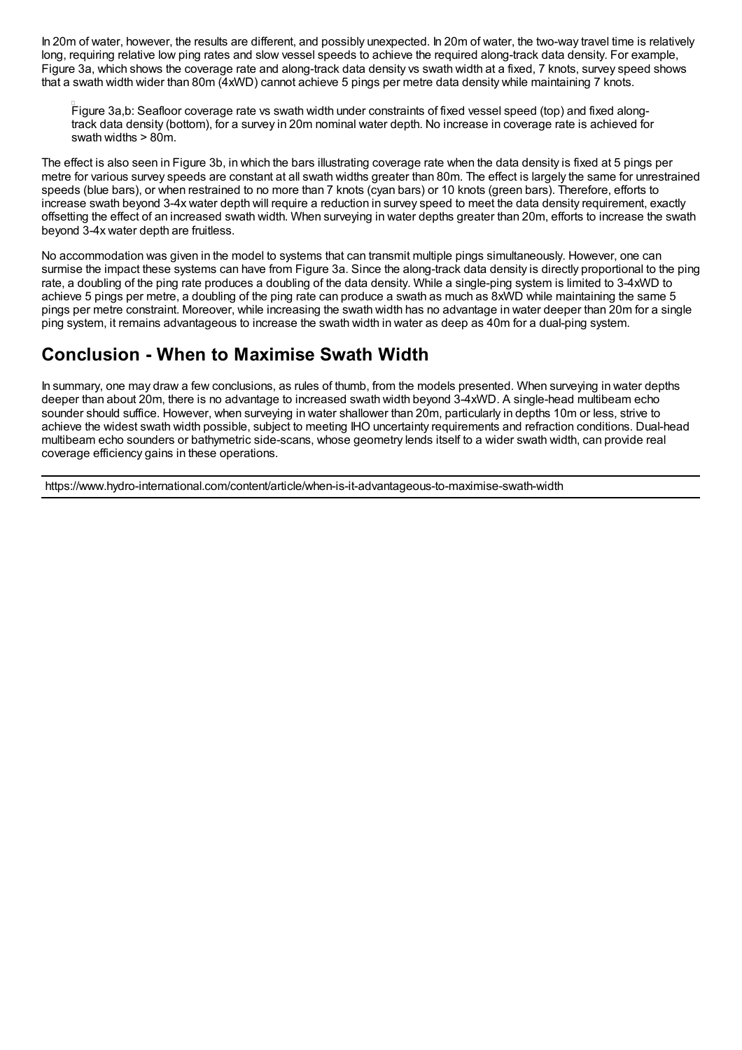In 20m of water, however, the results are different, and possibly unexpected. In 20m of water, the two-way travel time is relatively long, requiring relative low ping rates and slow vessel speeds to achieve the required along-track data density. For example, Figure 3a, which shows the coverage rate and along-track data density vs swath width at a fixed, 7 knots, survey speed shows that a swath width wider than 80m (4xWD) cannot achieve 5 pings per metre data density while maintaining 7 knots.

Figure 3a,b: Seafloor coverage rate vs swath width under constraints of fixed vessel speed (top) and fixed along-track data density (bottom), for a survey in 20m nominal water depth. No increase in coverage rate is achieved for swath widths > 80m.

The effect is also seen in Figure 3b, in which the bars illustrating coverage rate when the data density is fixed at 5 pings per metre for various survey speeds are constant at all swath widths greater than 80m. The effect is largely the same for unrestrained speeds (blue bars), or when restrained to no more than 7 knots (cyan bars) or 10 knots (green bars). Therefore, efforts to increase swath beyond 3-4x water depth will require a reduction in survey speed to meet the data density requirement, exactly offsetting the effect of an increased swath width. When surveying in water depths greater than 20m, efforts to increase the swath beyond 3-4x water depth are fruitless.

No accommodation was given in the model to systems that can transmit multiple pings simultaneously. However, one can surmise the impact these systems can have from Figure 3a. Since the along-track data density is directly proportional to the ping rate, a doubling of the ping rate produces a doubling of the data density. While a single-ping system is limited to 3-4xWD to achieve 5 pings per metre, a doubling of the ping rate can produce a swath as much as 8xWD while maintaining the same 5 pings per metre constraint. Moreover, while increasing the swath width has no advantage in water deeper than 20m for a single ping system, it remains advantageous to increase the swath width in water as deep as 40m for a dual-ping system.

## Conclusion - When to Maximise Swath Width

In summary, one may draw a few conclusions, as rules of thumb, from the models presented. When surveying in water depths deeper than about 20m, there is no advantage to increased swath width beyond 3-4xWD. A single-head multibeam echo sounder should suffice. However, when surveying in water shallower than 20m, particularly in depths 10m or less, strive to achieve the widest swath width possible, subject to meeting IHO uncertainty requirements and refraction conditions. Dual-head multibeam echo sounders or bathymetric side-scans, whose geometry lends itself to a wider swath width, can provide real coverage efficiency gains in these operations.

https://www.hydro-international.com/content/article/when-is-it-advantageous-to-maximise-swath-width